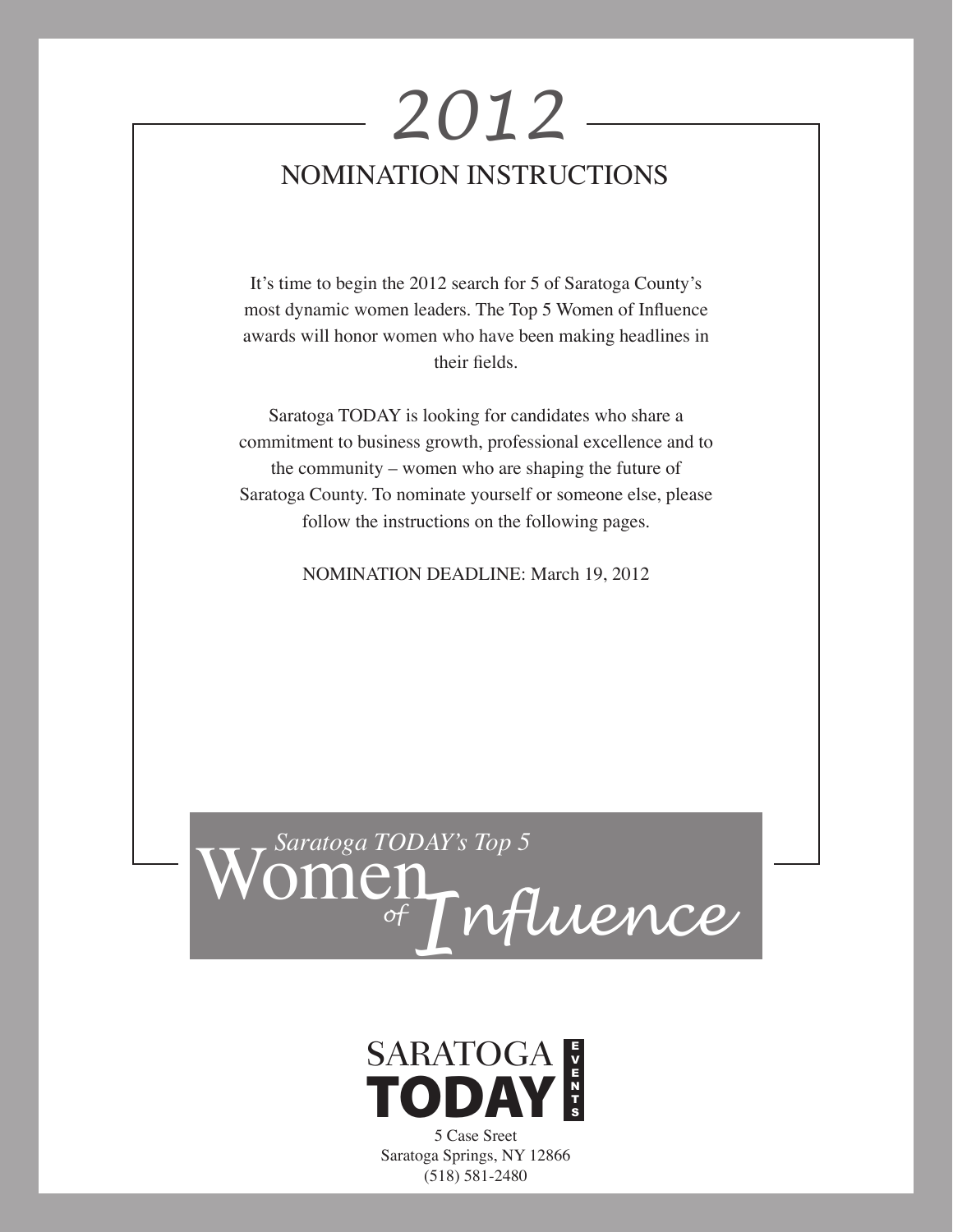# 2012

## NOMINATION INSTRUCTIONS

It's time to begin the 2012 search for 5 of Saratoga County's most dynamic women leaders. The Top 5 Women of Influence awards will honor women who have been making headlines in their fields.

Saratoga TODAY is looking for candidates who share a commitment to business growth, professional excellence and to the community – women who are shaping the future of Saratoga County. To nominate yourself or someone else, please follow the instructions on the following pages.

NOMINATION DEADLINE: March 19, 2012

*Saratoga TODAY's Top 5*
Women of Influence

SARATOGA TODAY EVENTS

5 Case Sreet
Saratoga Springs, NY 12866
(518) 581-2480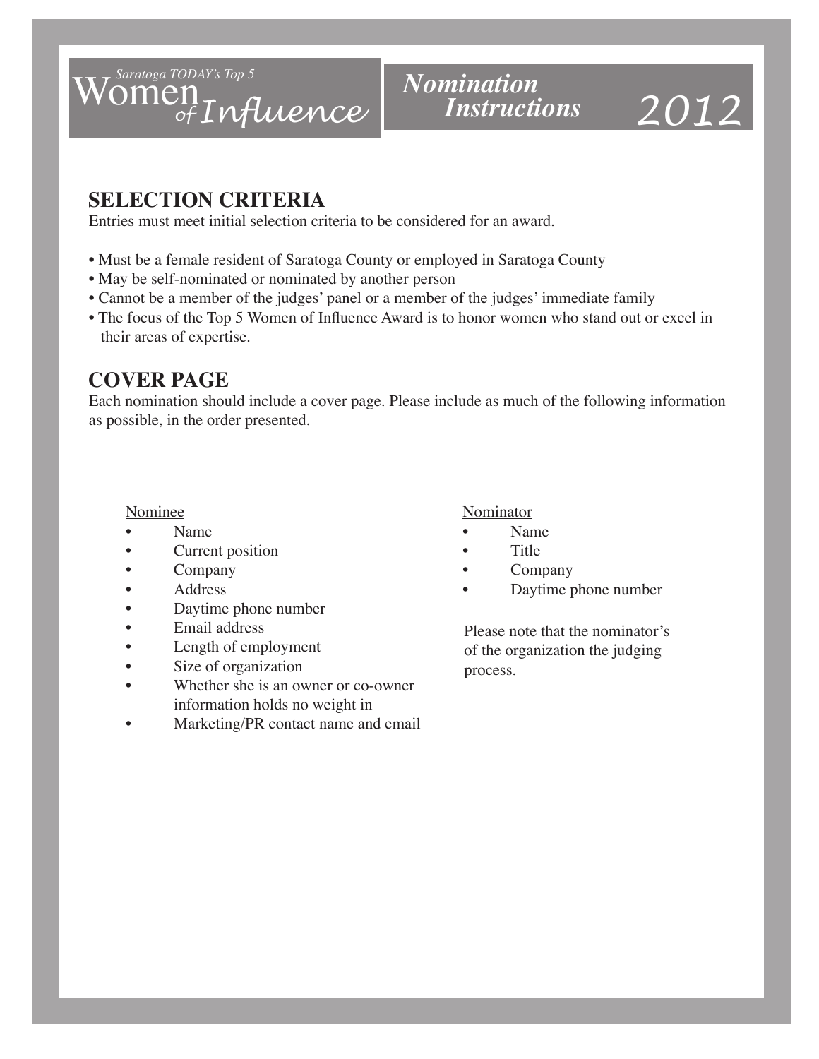# Saratoga TODAY's Top 5 Women of Influence

## *Nomination Instructions* 2012

## SELECTION CRITERIA

Entries must meet initial selection criteria to be considered for an award.

- Must be a female resident of Saratoga County or employed in Saratoga County
- May be self-nominated or nominated by another person
- Cannot be a member of the judges' panel or a member of the judges' immediate family
- The focus of the Top 5 Women of Influence Award is to honor women who stand out or excel in their areas of expertise.

## COVER PAGE

Each nomination should include a cover page. Please include as much of the following information as possible, in the order presented.

<u>Nominee</u>

- Name
- Current position
- Company
- Address
- Daytime phone number
- Email address
- Length of employment
- Size of organization
- Whether she is an owner or co-owner information holds no weight in
- Marketing/PR contact name and email

<u>Nominator</u>

- Name
- Title
- Company
- Daytime phone number

Please note that the <u>nominator's</u> of the organization the judging process.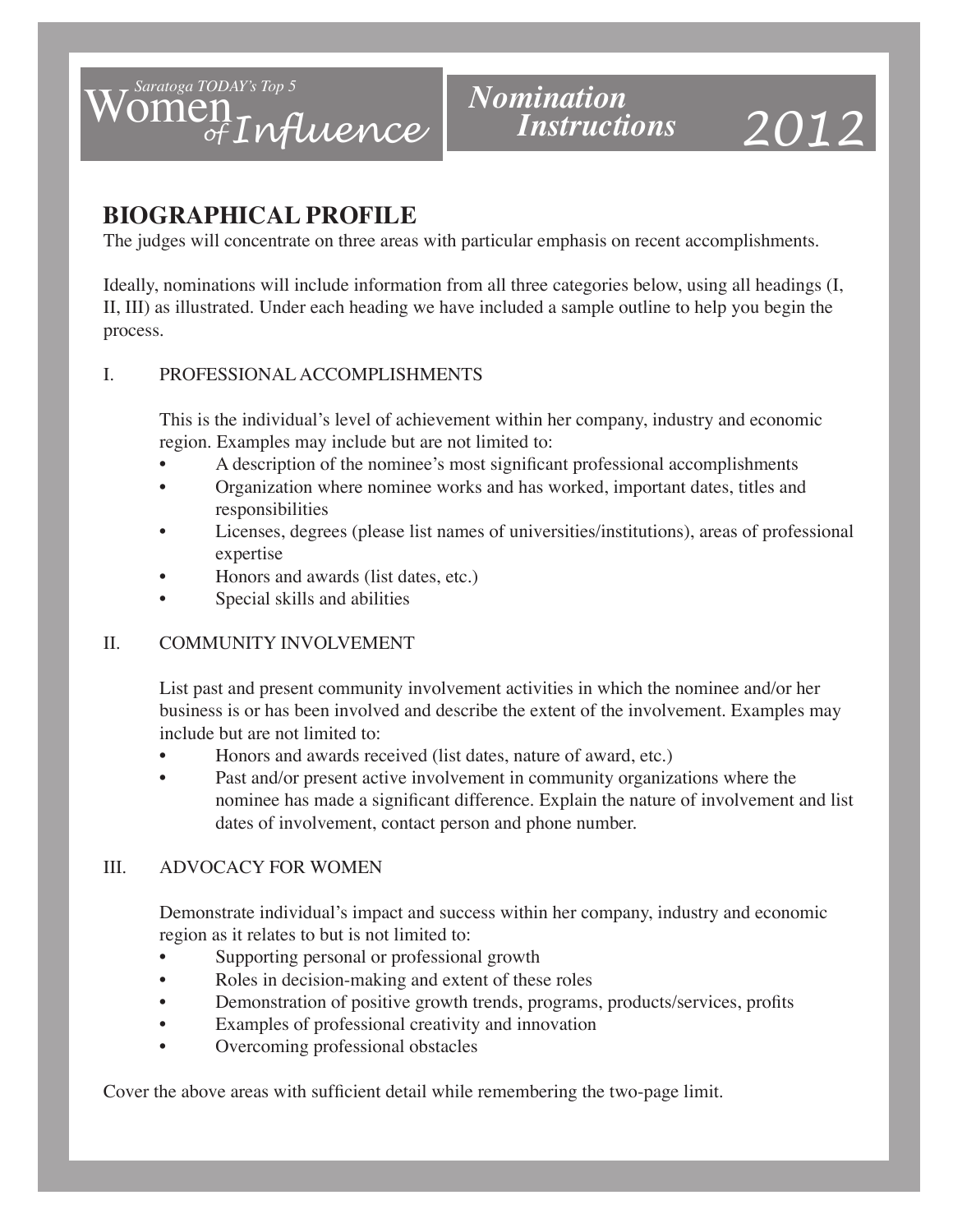Saratoga TODAY's Top 5 Women of Influence

*Nomination Instructions* 2012

## BIOGRAPHICAL PROFILE

The judges will concentrate on three areas with particular emphasis on recent accomplishments.

Ideally, nominations will include information from all three categories below, using all headings (I, II, III) as illustrated. Under each heading we have included a sample outline to help you begin the process.

I. PROFESSIONAL ACCOMPLISHMENTS

This is the individual's level of achievement within her company, industry and economic region. Examples may include but are not limited to:

- A description of the nominee's most significant professional accomplishments
- Organization where nominee works and has worked, important dates, titles and responsibilities
- Licenses, degrees (please list names of universities/institutions), areas of professional expertise
- Honors and awards (list dates, etc.)
- Special skills and abilities

II. COMMUNITY INVOLVEMENT

List past and present community involvement activities in which the nominee and/or her business is or has been involved and describe the extent of the involvement. Examples may include but are not limited to:

- Honors and awards received (list dates, nature of award, etc.)
- Past and/or present active involvement in community organizations where the nominee has made a significant difference. Explain the nature of involvement and list dates of involvement, contact person and phone number.

III. ADVOCACY FOR WOMEN

Demonstrate individual's impact and success within her company, industry and economic region as it relates to but is not limited to:

- Supporting personal or professional growth
- Roles in decision-making and extent of these roles
- Demonstration of positive growth trends, programs, products/services, profits
- Examples of professional creativity and innovation
- Overcoming professional obstacles

Cover the above areas with sufficient detail while remembering the two-page limit.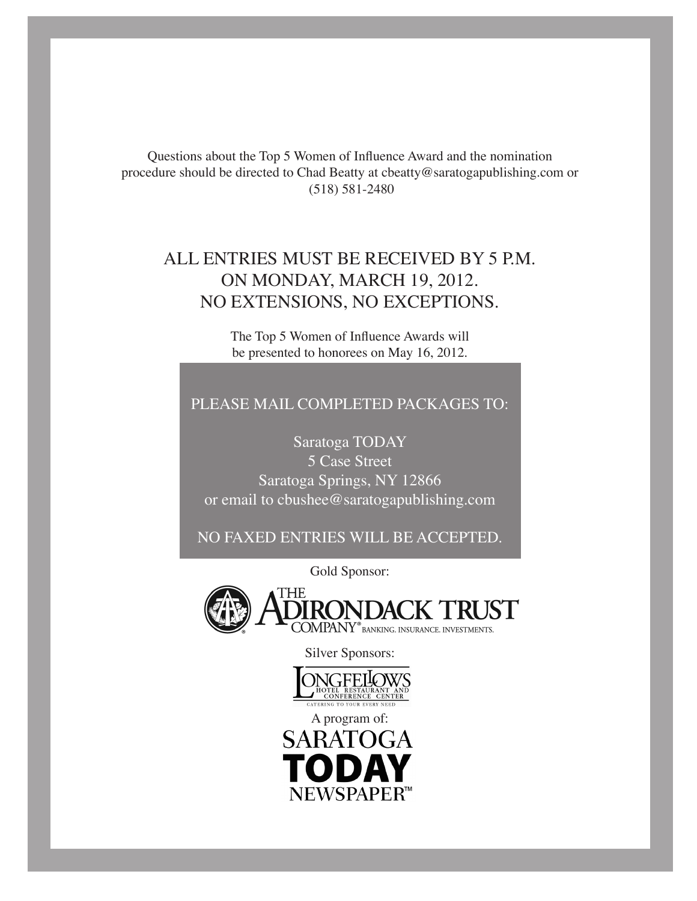Questions about the Top 5 Women of Influence Award and the nomination procedure should be directed to Chad Beatty at cbeatty@saratogapublishing.com or (518) 581-2480

## ALL ENTRIES MUST BE RECEIVED BY 5 P.M. ON MONDAY, MARCH 19, 2012. NO EXTENSIONS, NO EXCEPTIONS.

The Top 5 Women of Influence Awards will be presented to honorees on May 16, 2012.

PLEASE MAIL COMPLETED PACKAGES TO:

Saratoga TODAY
5 Case Street
Saratoga Springs, NY 12866
or email to cbushee@saratogapublishing.com

NO FAXED ENTRIES WILL BE ACCEPTED.

Gold Sponsor:

THE ADIRONDACK TRUST COMPANY® BANKING. INSURANCE. INVESTMENTS.

Silver Sponsors:

LONGFELLOWS HOTEL RESTAURANT AND CONFERENCE CENTER
CATERING TO YOUR EVERY NEED

A program of:

SARATOGA TODAY NEWSPAPER™